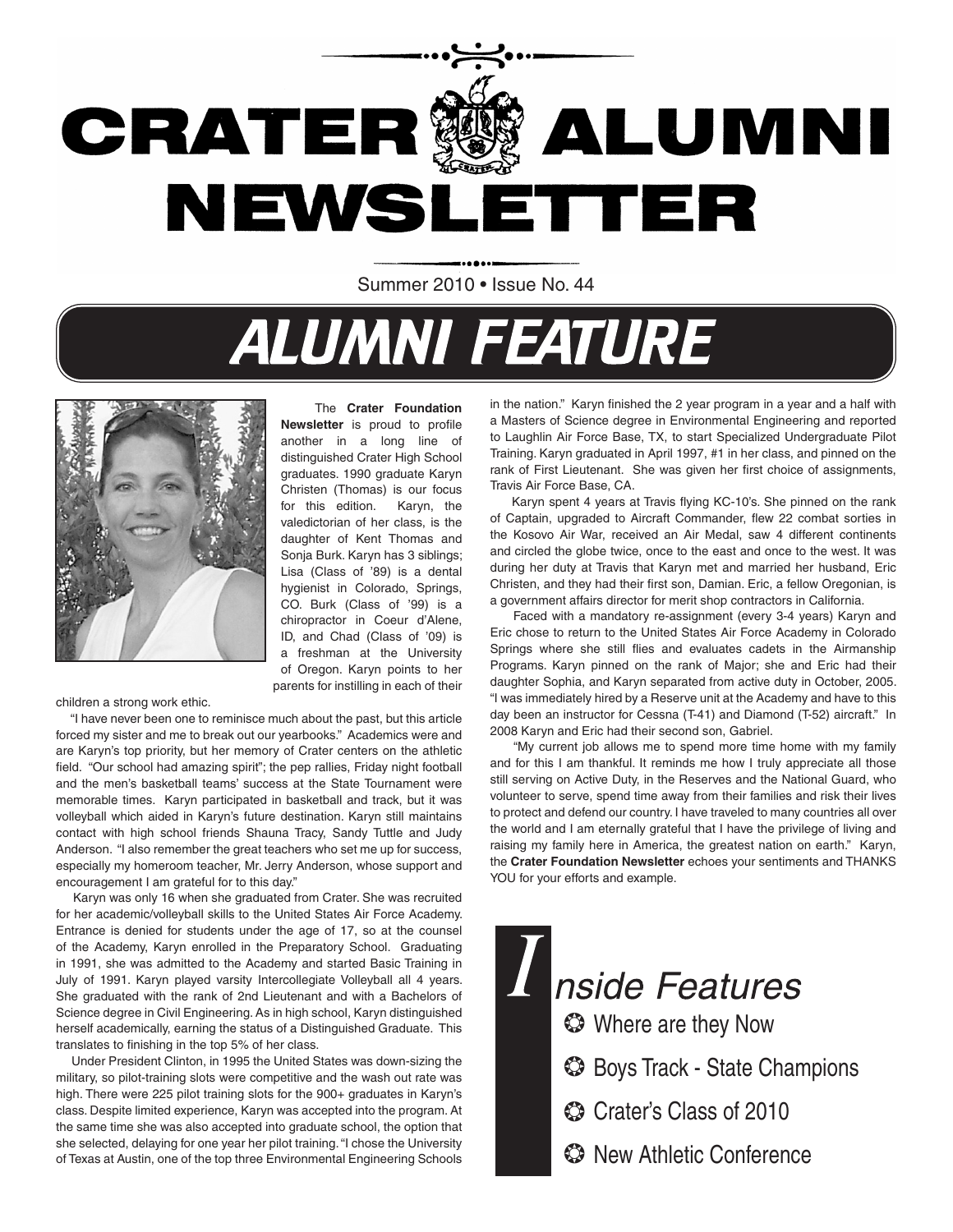# CRATER ALUMNI NEWSLETTER

Summer 2010 • Issue No. 44

## ALUMNI FEATURE

The **Crater Foundation Newsletter** is proud to profile another in a long line of distinguished Crater High School graduates. 1990 graduate Karyn Christen (Thomas) is our focus for this edition. Karyn, the valedictorian of her class, is the daughter of Kent Thomas and Sonja Burk. Karyn has 3 siblings; Lisa (Class of '89) is a dental hygienist in Colorado, Springs, CO. Burk (Class of '99) is a chiropractor in Coeur d'Alene, ID, and Chad (Class of '09) is a freshman at the University of Oregon. Karyn points to her parents for instilling in each of their children a strong work ethic.

"I have never been one to reminisce much about the past, but this article forced my sister and me to break out our yearbooks." Academics were and are Karyn's top priority, but her memory of Crater centers on the athletic field. "Our school had amazing spirit"; the pep rallies, Friday night football and the men's basketball teams' success at the State Tournament were memorable times. Karyn participated in basketball and track, but it was volleyball which aided in Karyn's future destination. Karyn still maintains contact with high school friends Shauna Tracy, Sandy Tuttle and Judy Anderson. "I also remember the great teachers who set me up for success, especially my homeroom teacher, Mr. Jerry Anderson, whose support and encouragement I am grateful for to this day."

Karyn was only 16 when she graduated from Crater. She was recruited for her academic/volleyball skills to the United States Air Force Academy. Entrance is denied for students under the age of 17, so at the counsel of the Academy, Karyn enrolled in the Preparatory School. Graduating in 1991, she was admitted to the Academy and started Basic Training in July of 1991. Karyn played varsity Intercollegiate Volleyball all 4 years. She graduated with the rank of 2nd Lieutenant and with a Bachelors of Science degree in Civil Engineering. As in high school, Karyn distinguished herself academically, earning the status of a Distinguished Graduate. This translates to finishing in the top 5% of her class.

Under President Clinton, in 1995 the United States was down-sizing the military, so pilot-training slots were competitive and the wash out rate was high. There were 225 pilot training slots for the 900+ graduates in Karyn's class. Despite limited experience, Karyn was accepted into the program. At the same time she was also accepted into graduate school, the option that she selected, delaying for one year her pilot training. "I chose the University of Texas at Austin, one of the top three Environmental Engineering Schools in the nation." Karyn finished the 2 year program in a year and a half with a Masters of Science degree in Environmental Engineering and reported to Laughlin Air Force Base, TX, to start Specialized Undergraduate Pilot Training. Karyn graduated in April 1997, #1 in her class, and pinned on the rank of First Lieutenant. She was given her first choice of assignments, Travis Air Force Base, CA.

Karyn spent 4 years at Travis flying KC-10's. She pinned on the rank of Captain, upgraded to Aircraft Commander, flew 22 combat sorties in the Kosovo Air War, received an Air Medal, saw 4 different continents and circled the globe twice, once to the east and once to the west. It was during her duty at Travis that Karyn met and married her husband, Eric Christen, and they had their first son, Damian. Eric, a fellow Oregonian, is a government affairs director for merit shop contractors in California.

Faced with a mandatory re-assignment (every 3-4 years) Karyn and Eric chose to return to the United States Air Force Academy in Colorado Springs where she still flies and evaluates cadets in the Airmanship Programs. Karyn pinned on the rank of Major; she and Eric had their daughter Sophia, and Karyn separated from active duty in October, 2005. "I was immediately hired by a Reserve unit at the Academy and have to this day been an instructor for Cessna (T-41) and Diamond (T-52) aircraft." In 2008 Karyn and Eric had their second son, Gabriel.

"My current job allows me to spend more time home with my family and for this I am thankful. It reminds me how I truly appreciate all those still serving on Active Duty, in the Reserves and the National Guard, who volunteer to serve, spend time away from their families and risk their lives to protect and defend our country. I have traveled to many countries all over the world and I am eternally grateful that I have the privilege of living and raising my family here in America, the greatest nation on earth." Karyn, the **Crater Foundation Newsletter** echoes your sentiments and THANKS YOU for your efforts and example.

## Inside Features

- Where are they Now
- Boys Track - State Champions
- Crater's Class of 2010
- New Athletic Conference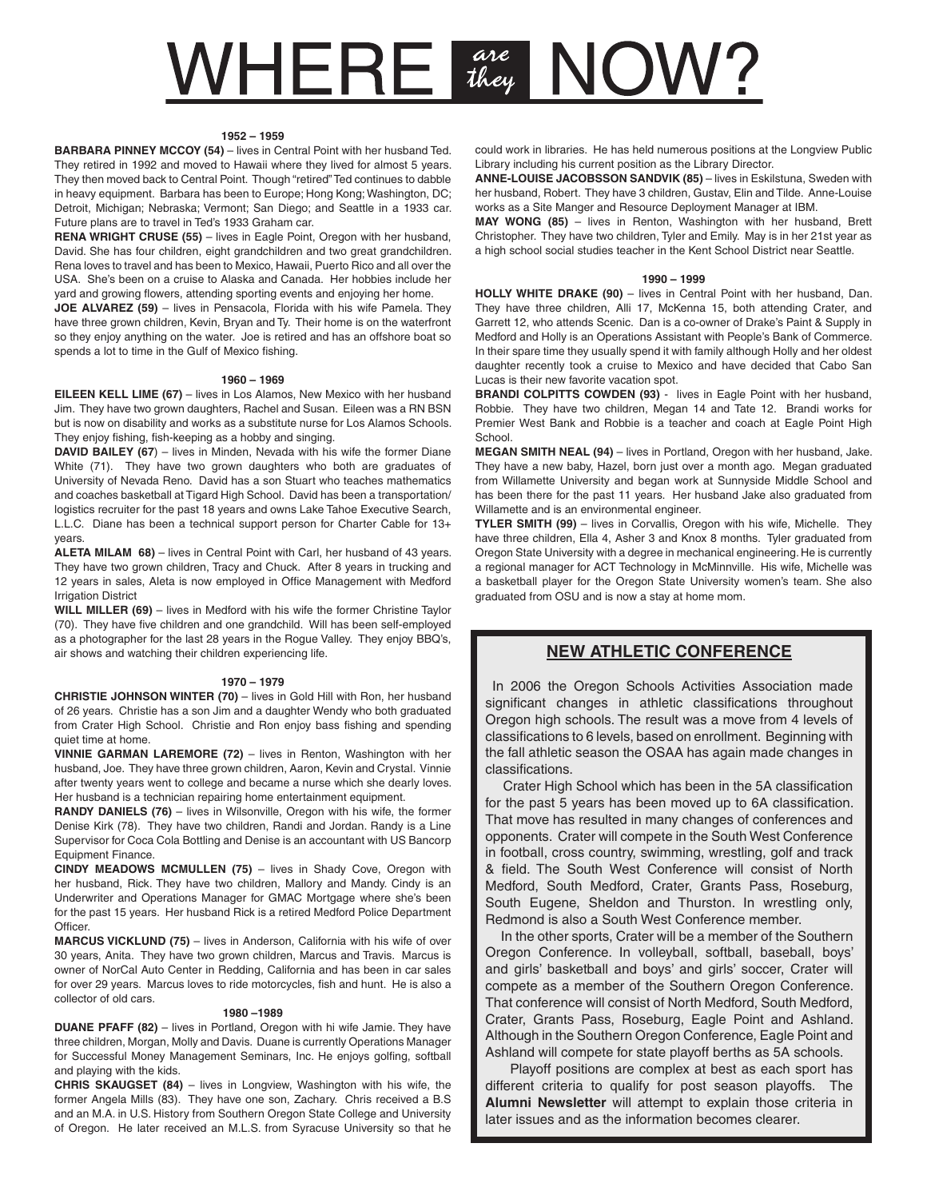# WHERE *are they* NOW?

### 1952 – 1959

**BARBARA PINNEY MCCOY (54)** – lives in Central Point with her husband Ted. They retired in 1992 and moved to Hawaii where they lived for almost 5 years. They then moved back to Central Point. Though "retired" Ted continues to dabble in heavy equipment. Barbara has been to Europe; Hong Kong; Washington, DC; Detroit, Michigan; Nebraska; Vermont; San Diego; and Seattle in a 1933 car. Future plans are to travel in Ted's 1933 Graham car.

**RENA WRIGHT CRUSE (55)** – lives in Eagle Point, Oregon with her husband, David. She has four children, eight grandchildren and two great grandchildren. Rena loves to travel and has been to Mexico, Hawaii, Puerto Rico and all over the USA. She's been on a cruise to Alaska and Canada. Her hobbies include her yard and growing flowers, attending sporting events and enjoying her home.

**JOE ALVAREZ (59)** – lives in Pensacola, Florida with his wife Pamela. They have three grown children, Kevin, Bryan and Ty. Their home is on the waterfront so they enjoy anything on the water. Joe is retired and has an offshore boat so spends a lot to time in the Gulf of Mexico fishing.

### 1960 – 1969

**EILEEN KELL LIME (67)** – lives in Los Alamos, New Mexico with her husband Jim. They have two grown daughters, Rachel and Susan. Eileen was a RN BSN but is now on disability and works as a substitute nurse for Los Alamos Schools. They enjoy fishing, fish-keeping as a hobby and singing.

**DAVID BAILEY (67**) – lives in Minden, Nevada with his wife the former Diane White (71). They have two grown daughters who both are graduates of University of Nevada Reno. David has a son Stuart who teaches mathematics and coaches basketball at Tigard High School. David has been a transportation/ logistics recruiter for the past 18 years and owns Lake Tahoe Executive Search, L.L.C. Diane has been a technical support person for Charter Cable for 13+ years.

**ALETA MILAM 68)** – lives in Central Point with Carl, her husband of 43 years. They have two grown children, Tracy and Chuck. After 8 years in trucking and 12 years in sales, Aleta is now employed in Office Management with Medford Irrigation District

**WILL MILLER (69)** – lives in Medford with his wife the former Christine Taylor (70). They have five children and one grandchild. Will has been self-employed as a photographer for the last 28 years in the Rogue Valley. They enjoy BBQ's, air shows and watching their children experiencing life.

### 1970 – 1979

**CHRISTIE JOHNSON WINTER (70)** – lives in Gold Hill with Ron, her husband of 26 years. Christie has a son Jim and a daughter Wendy who both graduated from Crater High School. Christie and Ron enjoy bass fishing and spending quiet time at home.

**VINNIE GARMAN LAREMORE (72)** – lives in Renton, Washington with her husband, Joe. They have three grown children, Aaron, Kevin and Crystal. Vinnie after twenty years went to college and became a nurse which she dearly loves. Her husband is a technician repairing home entertainment equipment.

**RANDY DANIELS (76)** – lives in Wilsonville, Oregon with his wife, the former Denise Kirk (78). They have two children, Randi and Jordan. Randy is a Line Supervisor for Coca Cola Bottling and Denise is an accountant with US Bancorp Equipment Finance.

**CINDY MEADOWS MCMULLEN (75)** – lives in Shady Cove, Oregon with her husband, Rick. They have two children, Mallory and Mandy. Cindy is an Underwriter and Operations Manager for GMAC Mortgage where she's been for the past 15 years. Her husband Rick is a retired Medford Police Department Officer.

**MARCUS VICKLUND (75)** – lives in Anderson, California with his wife of over 30 years, Anita. They have two grown children, Marcus and Travis. Marcus is owner of NorCal Auto Center in Redding, California and has been in car sales for over 29 years. Marcus loves to ride motorcycles, fish and hunt. He is also a collector of old cars.

### 1980 –1989

**DUANE PFAFF (82)** – lives in Portland, Oregon with hi wife Jamie. They have three children, Morgan, Molly and Davis. Duane is currently Operations Manager for Successful Money Management Seminars, Inc. He enjoys golfing, softball and playing with the kids.

**CHRIS SKAUGSET (84)** – lives in Longview, Washington with his wife, the former Angela Mills (83). They have one son, Zachary. Chris received a B.S and an M.A. in U.S. History from Southern Oregon State College and University of Oregon. He later received an M.L.S. from Syracuse University so that he could work in libraries. He has held numerous positions at the Longview Public Library including his current position as the Library Director.

**ANNE-LOUISE JACOBSSON SANDVIK (85)** – lives in Eskilstuna, Sweden with her husband, Robert. They have 3 children, Gustav, Elin and Tilde. Anne-Louise works as a Site Manger and Resource Deployment Manager at IBM.

**MAY WONG (85)** – lives in Renton, Washington with her husband, Brett Christopher. They have two children, Tyler and Emily. May is in her 21st year as a high school social studies teacher in the Kent School District near Seattle.

### 1990 – 1999

**HOLLY WHITE DRAKE (90)** – lives in Central Point with her husband, Dan. They have three children, Alli 17, McKenna 15, both attending Crater, and Garrett 12, who attends Scenic. Dan is a co-owner of Drake's Paint & Supply in Medford and Holly is an Operations Assistant with People's Bank of Commerce. In their spare time they usually spend it with family although Holly and her oldest daughter recently took a cruise to Mexico and have decided that Cabo San Lucas is their new favorite vacation spot.

**BRANDI COLPITTS COWDEN (93)** - lives in Eagle Point with her husband, Robbie. They have two children, Megan 14 and Tate 12. Brandi works for Premier West Bank and Robbie is a teacher and coach at Eagle Point High School.

**MEGAN SMITH NEAL (94)** – lives in Portland, Oregon with her husband, Jake. They have a new baby, Hazel, born just over a month ago. Megan graduated from Willamette University and began work at Sunnyside Middle School and has been there for the past 11 years. Her husband Jake also graduated from Willamette and is an environmental engineer.

**TYLER SMITH (99)** – lives in Corvallis, Oregon with his wife, Michelle. They have three children, Ella 4, Asher 3 and Knox 8 months. Tyler graduated from Oregon State University with a degree in mechanical engineering. He is currently a regional manager for ACT Technology in McMinnville. His wife, Michelle was a basketball player for the Oregon State University women's team. She also graduated from OSU and is now a stay at home mom.

## NEW ATHLETIC CONFERENCE

In 2006 the Oregon Schools Activities Association made significant changes in athletic classifications throughout Oregon high schools. The result was a move from 4 levels of classifications to 6 levels, based on enrollment. Beginning with the fall athletic season the OSAA has again made changes in classifications.

Crater High School which has been in the 5A classification for the past 5 years has been moved up to 6A classification. That move has resulted in many changes of conferences and opponents. Crater will compete in the South West Conference in football, cross country, swimming, wrestling, golf and track & field. The South West Conference will consist of North Medford, South Medford, Crater, Grants Pass, Roseburg, South Eugene, Sheldon and Thurston. In wrestling only, Redmond is also a South West Conference member.

In the other sports, Crater will be a member of the Southern Oregon Conference. In volleyball, softball, baseball, boys' and girls' basketball and boys' and girls' soccer, Crater will compete as a member of the Southern Oregon Conference. That conference will consist of North Medford, South Medford, Crater, Grants Pass, Roseburg, Eagle Point and Ashland. Although in the Southern Oregon Conference, Eagle Point and Ashland will compete for state playoff berths as 5A schools.

Playoff positions are complex at best as each sport has different criteria to qualify for post season playoffs. The **Alumni Newsletter** will attempt to explain those criteria in later issues and as the information becomes clearer.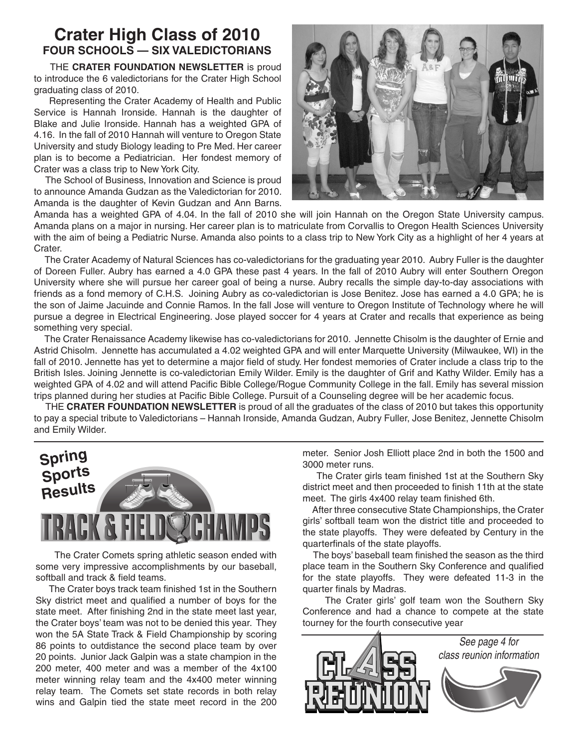# Crater High Class of 2010

## FOUR SCHOOLS — SIX VALEDICTORIANS

THE **CRATER FOUNDATION NEWSLETTER** is proud to introduce the 6 valedictorians for the Crater High School graduating class of 2010.

Representing the Crater Academy of Health and Public Service is Hannah Ironside. Hannah is the daughter of Blake and Julie Ironside. Hannah has a weighted GPA of 4.16. In the fall of 2010 Hannah will venture to Oregon State University and study Biology leading to Pre Med. Her career plan is to become a Pediatrician. Her fondest memory of Crater was a class trip to New York City.

The School of Business, Innovation and Science is proud to announce Amanda Gudzan as the Valedictorian for 2010. Amanda is the daughter of Kevin Gudzan and Ann Barns. Amanda has a weighted GPA of 4.04. In the fall of 2010 she will join Hannah on the Oregon State University campus. Amanda plans on a major in nursing. Her career plan is to matriculate from Corvallis to Oregon Health Sciences University with the aim of being a Pediatric Nurse. Amanda also points to a class trip to New York City as a highlight of her 4 years at Crater.

The Crater Academy of Natural Sciences has co-valedictorians for the graduating year 2010. Aubry Fuller is the daughter of Doreen Fuller. Aubry has earned a 4.0 GPA these past 4 years. In the fall of 2010 Aubry will enter Southern Oregon University where she will pursue her career goal of being a nurse. Aubry recalls the simple day-to-day associations with friends as a fond memory of C.H.S. Joining Aubry as co-valedictorian is Jose Benitez. Jose has earned a 4.0 GPA; he is the son of Jaime Jacuinde and Connie Ramos. In the fall Jose will venture to Oregon Institute of Technology where he will pursue a degree in Electrical Engineering. Jose played soccer for 4 years at Crater and recalls that experience as being something very special.

The Crater Renaissance Academy likewise has co-valedictorians for 2010. Jennette Chisolm is the daughter of Ernie and Astrid Chisolm. Jennette has accumulated a 4.02 weighted GPA and will enter Marquette University (Milwaukee, WI) in the fall of 2010. Jennette has yet to determine a major field of study. Her fondest memories of Crater include a class trip to the British Isles. Joining Jennette is co-valedictorian Emily Wilder. Emily is the daughter of Grif and Kathy Wilder. Emily has a weighted GPA of 4.02 and will attend Pacific Bible College/Rogue Community College in the fall. Emily has several mission trips planned during her studies at Pacific Bible College. Pursuit of a Counseling degree will be her academic focus.

THE **CRATER FOUNDATION NEWSLETTER** is proud of all the graduates of the class of 2010 but takes this opportunity to pay a special tribute to Valedictorians – Hannah Ironside, Amanda Gudzan, Aubry Fuller, Jose Benitez, Jennette Chisolm and Emily Wilder.

---

## Spring Sports Results

### TRACK & FIELD CHAMPS

The Crater Comets spring athletic season ended with some very impressive accomplishments by our baseball, softball and track & field teams.

The Crater boys track team finished 1st in the Southern Sky district meet and qualified a number of boys for the state meet. After finishing 2nd in the state meet last year, the Crater boys' team was not to be denied this year. They won the 5A State Track & Field Championship by scoring 86 points to outdistance the second place team by over 20 points. Junior Jack Galpin was a state champion in the 200 meter, 400 meter and was a member of the 4x100 meter winning relay team and the 4x400 meter winning relay team. The Comets set state records in both relay wins and Galpin tied the state meet record in the 200 meter. Senior Josh Elliott place 2nd in both the 1500 and 3000 meter runs.

The Crater girls team finished 1st at the Southern Sky district meet and then proceeded to finish 11th at the state meet. The girls 4x400 relay team finished 6th.

After three consecutive State Championships, the Crater girls' softball team won the district title and proceeded to the state playoffs. They were defeated by Century in the quarterfinals of the state playoffs.

The boys' baseball team finished the season as the third place team in the Southern Sky Conference and qualified for the state playoffs. They were defeated 11-3 in the quarter finals by Madras.

The Crater girls' golf team won the Southern Sky Conference and had a chance to compete at the state tourney for the fourth consecutive year

---

**CLASS REUNION**

*See page 4 for class reunion information*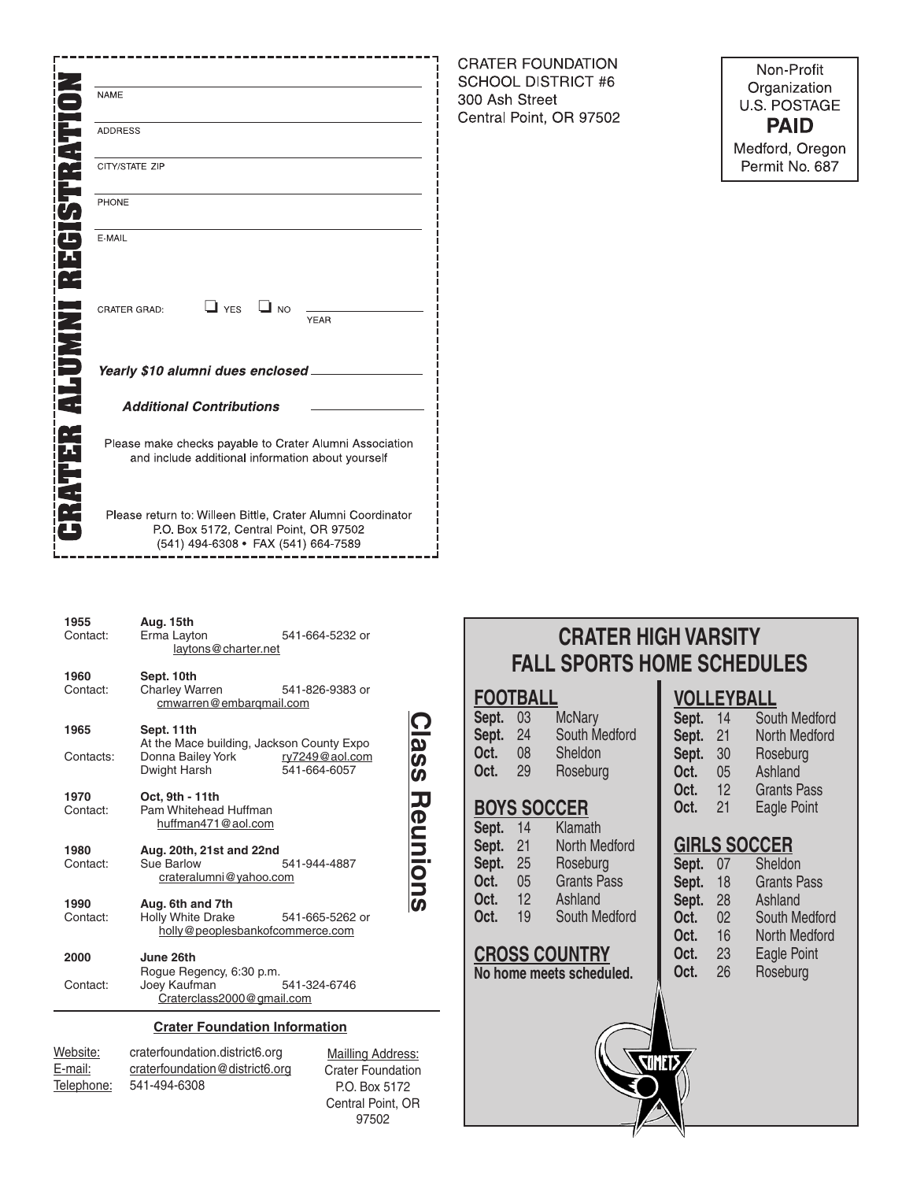## CRATER ALUMNI REGISTRATION

NAME

ADDRESS

CITY/STATE ZIP

PHONE

E-MAIL

CRATER GRAD: ☐ YES ☐ NO ________ YEAR

***Yearly $10 alumni dues enclosed*** ________

***Additional Contributions*** ________

Please make checks payable to Crater Alumni Association and include additional information about yourself

Please return to: Willeen Bittle, Crater Alumni Coordinator
P.O. Box 5172, Central Point, OR 97502
(541) 494-6308 • FAX (541) 664-7589

CRATER FOUNDATION
SCHOOL DISTRICT #6
300 Ash Street
Central Point, OR 97502

Non-Profit
Organization
U.S. POSTAGE
**PAID**
Medford, Oregon
Permit No. 687

## Class Reunions

**1955** — **Aug. 15th**
Contact: Erma Layton 541-664-5232 or laytons@charter.net

**1960** — **Sept. 10th**
Contact: Charley Warren 541-826-9383 or cmwarren@embarqmail.com

**1965** — **Sept. 11th**
At the Mace building, Jackson County Expo
Contacts: Donna Bailey York ry7249@aol.com
Dwight Harsh 541-664-6057

**1970** — **Oct, 9th - 11th**
Contact: Pam Whitehead Huffman huffman471@aol.com

**1980** — **Aug. 20th, 21st and 22nd**
Contact: Sue Barlow 541-944-4887 crateralumni@yahoo.com

**1990** — **Aug. 6th and 7th**
Contact: Holly White Drake 541-665-5262 or holly@peoplesbankofcommerce.com

**2000** — **June 26th**
Rogue Regency, 6:30 p.m.
Contact: Joey Kaufman 541-324-6746 Craterclass2000@gmail.com

### Crater Foundation Information

Website: craterfoundation.district6.org
E-mail: craterfoundation@district6.org
Telephone: 541-494-6308

Mailling Address:
Crater Foundation
P.O. Box 5172
Central Point, OR
97502

## CRATER HIGH VARSITY FALL SPORTS HOME SCHEDULES

### FOOTBALL

| | | |
|---|---|---|
| **Sept.** | 03 | McNary |
| **Sept.** | 24 | South Medford |
| **Oct.** | 08 | Sheldon |
| **Oct.** | 29 | Roseburg |

### BOYS SOCCER

| | | |
|---|---|---|
| **Sept.** | 14 | Klamath |
| **Sept.** | 21 | North Medford |
| **Sept.** | 25 | Roseburg |
| **Oct.** | 05 | Grants Pass |
| **Oct.** | 12 | Ashland |
| **Oct.** | 19 | South Medford |

### CROSS COUNTRY

**No home meets scheduled.**

### VOLLEYBALL

| | | |
|---|---|---|
| **Sept.** | 14 | South Medford |
| **Sept.** | 21 | North Medford |
| **Sept.** | 30 | Roseburg |
| **Oct.** | 05 | Ashland |
| **Oct.** | 12 | Grants Pass |
| **Oct.** | 21 | Eagle Point |

### GIRLS SOCCER

| | | |
|---|---|---|
| **Sept.** | 07 | Sheldon |
| **Sept.** | 18 | Grants Pass |
| **Sept.** | 28 | Ashland |
| **Oct.** | 02 | South Medford |
| **Oct.** | 16 | North Medford |
| **Oct.** | 23 | Eagle Point |
| **Oct.** | 26 | Roseburg |

COMETS